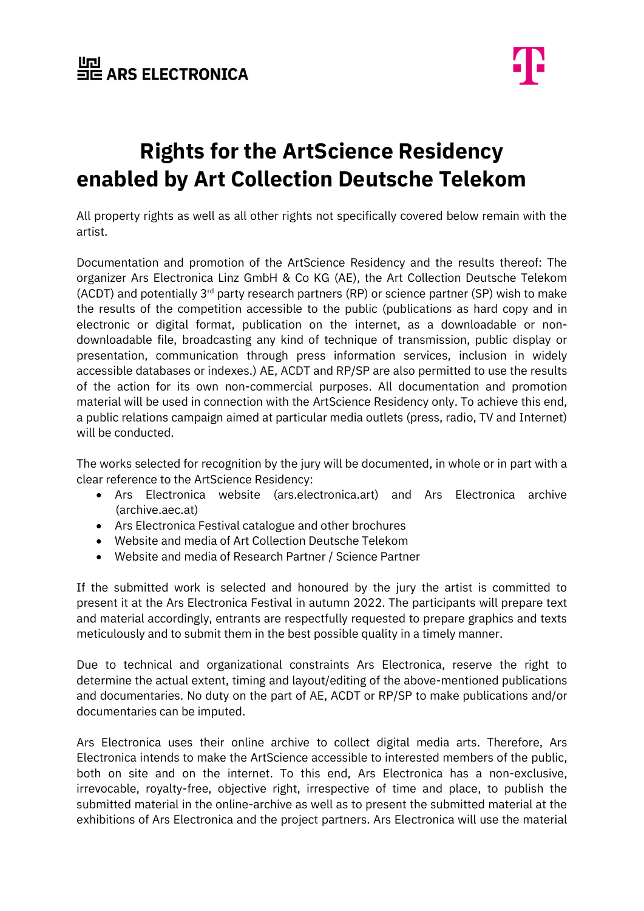# Rights for the ArtScience Residency enabled by Art Collection Deutsche Telekom

All property rights as well as all other rights not specifically covered below remain with the artist.

Documentation and promotion of the ArtScience Residency and the results thereof: The organizer Ars Electronica Linz GmbH & Co KG (AE), the Art Collection Deutsche Telekom (ACDT) and potentially 3rd party research partners (RP) or science partner (SP) wish to make the results of the competition accessible to the public (publications as hard copy and in electronic or digital format, publication on the internet, as a downloadable or non-downloadable file, broadcasting any kind of technique of transmission, public display or presentation, communication through press information services, inclusion in widely accessible databases or indexes.) AE, ACDT and RP/SP are also permitted to use the results of the action for its own non-commercial purposes. All documentation and promotion material will be used in connection with the ArtScience Residency only. To achieve this end, a public relations campaign aimed at particular media outlets (press, radio, TV and Internet) will be conducted.

The works selected for recognition by the jury will be documented, in whole or in part with a clear reference to the ArtScience Residency:

- Ars Electronica website (ars.electronica.art) and Ars Electronica archive (archive.aec.at)
- Ars Electronica Festival catalogue and other brochures
- Website and media of Art Collection Deutsche Telekom
- Website and media of Research Partner / Science Partner

If the submitted work is selected and honoured by the jury the artist is committed to present it at the Ars Electronica Festival in autumn 2022. The participants will prepare text and material accordingly, entrants are respectfully requested to prepare graphics and texts meticulously and to submit them in the best possible quality in a timely manner.

Due to technical and organizational constraints Ars Electronica, reserve the right to determine the actual extent, timing and layout/editing of the above-mentioned publications and documentaries. No duty on the part of AE, ACDT or RP/SP to make publications and/or documentaries can be imputed.

Ars Electronica uses their online archive to collect digital media arts. Therefore, Ars Electronica intends to make the ArtScience accessible to interested members of the public, both on site and on the internet. To this end, Ars Electronica has a non-exclusive, irrevocable, royalty-free, objective right, irrespective of time and place, to publish the submitted material in the online-archive as well as to present the submitted material at the exhibitions of Ars Electronica and the project partners. Ars Electronica will use the material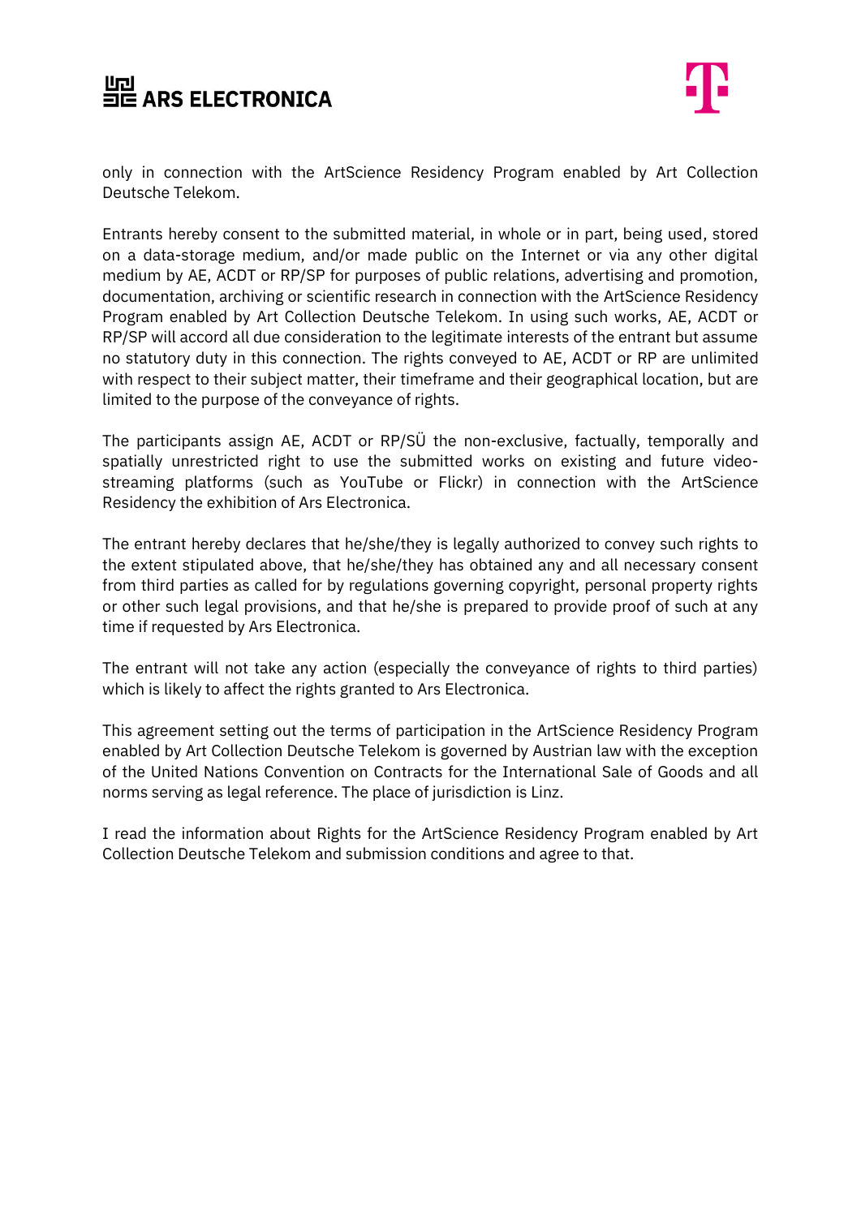only in connection with the ArtScience Residency Program enabled by Art Collection Deutsche Telekom.

Entrants hereby consent to the submitted material, in whole or in part, being used, stored on a data-storage medium, and/or made public on the Internet or via any other digital medium by AE, ACDT or RP/SP for purposes of public relations, advertising and promotion, documentation, archiving or scientific research in connection with the ArtScience Residency Program enabled by Art Collection Deutsche Telekom. In using such works, AE, ACDT or RP/SP will accord all due consideration to the legitimate interests of the entrant but assume no statutory duty in this connection. The rights conveyed to AE, ACDT or RP are unlimited with respect to their subject matter, their timeframe and their geographical location, but are limited to the purpose of the conveyance of rights.

The participants assign AE, ACDT or RP/SÜ the non-exclusive, factually, temporally and spatially unrestricted right to use the submitted works on existing and future video-streaming platforms (such as YouTube or Flickr) in connection with the ArtScience Residency the exhibition of Ars Electronica.

The entrant hereby declares that he/she/they is legally authorized to convey such rights to the extent stipulated above, that he/she/they has obtained any and all necessary consent from third parties as called for by regulations governing copyright, personal property rights or other such legal provisions, and that he/she is prepared to provide proof of such at any time if requested by Ars Electronica.

The entrant will not take any action (especially the conveyance of rights to third parties) which is likely to affect the rights granted to Ars Electronica.

This agreement setting out the terms of participation in the ArtScience Residency Program enabled by Art Collection Deutsche Telekom is governed by Austrian law with the exception of the United Nations Convention on Contracts for the International Sale of Goods and all norms serving as legal reference. The place of jurisdiction is Linz.

I read the information about Rights for the ArtScience Residency Program enabled by Art Collection Deutsche Telekom and submission conditions and agree to that.